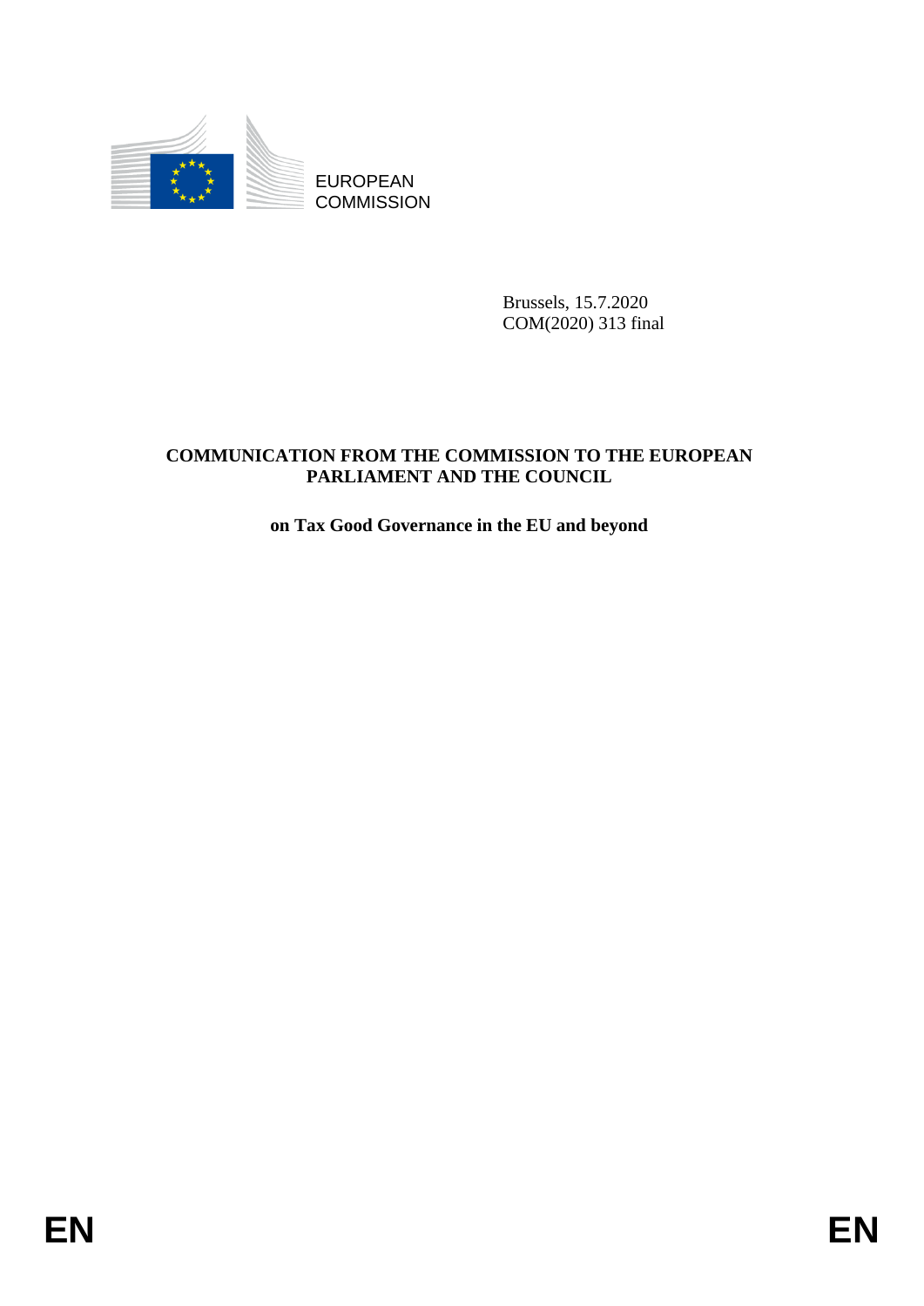EUROPEAN COMMISSION

Brussels, 15.7.2020
COM(2020) 313 final

**COMMUNICATION FROM THE COMMISSION TO THE EUROPEAN PARLIAMENT AND THE COUNCIL**

**on Tax Good Governance in the EU and beyond**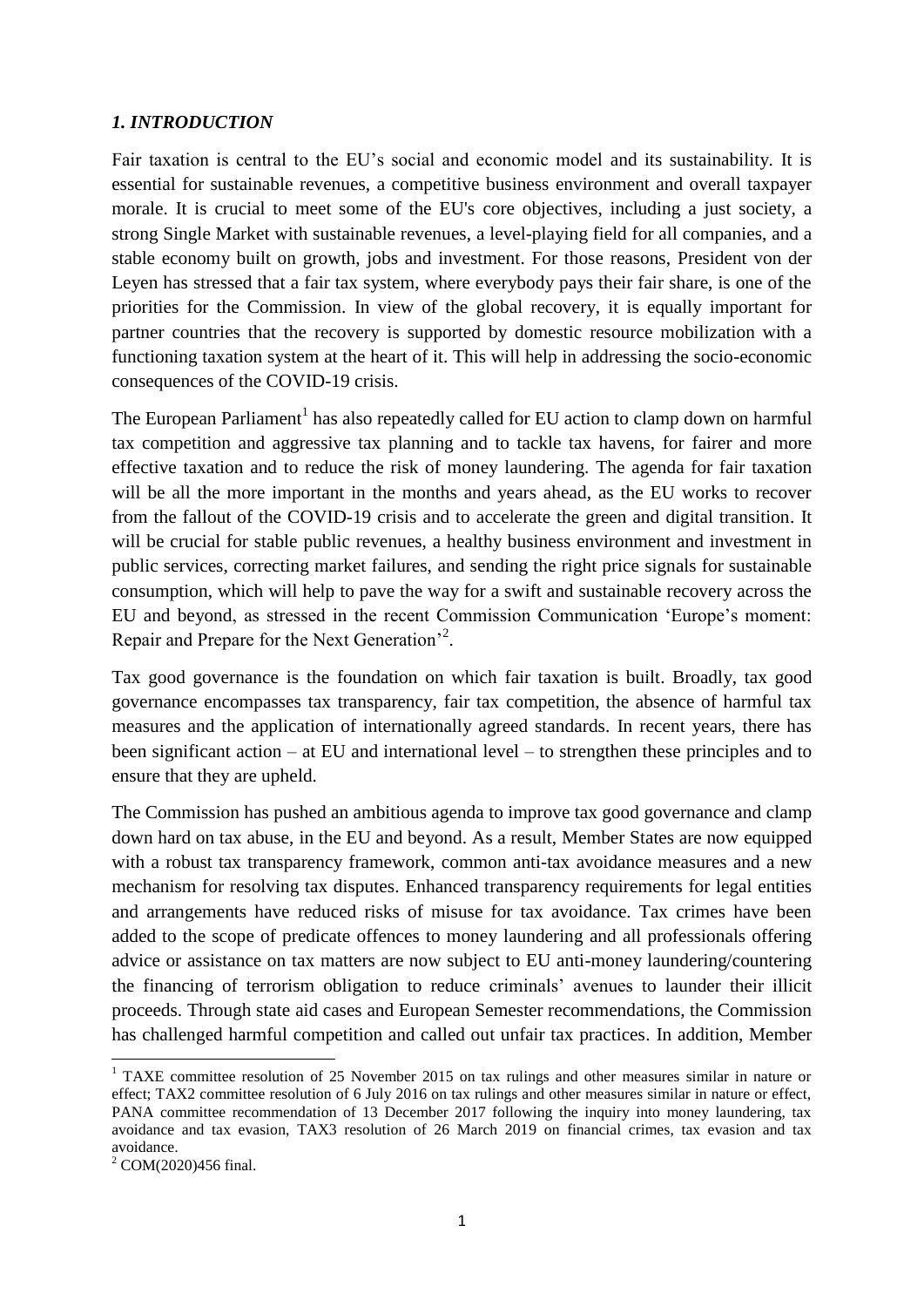## *1. INTRODUCTION*

Fair taxation is central to the EU's social and economic model and its sustainability. It is essential for sustainable revenues, a competitive business environment and overall taxpayer morale. It is crucial to meet some of the EU's core objectives, including a just society, a strong Single Market with sustainable revenues, a level-playing field for all companies, and a stable economy built on growth, jobs and investment. For those reasons, President von der Leyen has stressed that a fair tax system, where everybody pays their fair share, is one of the priorities for the Commission. In view of the global recovery, it is equally important for partner countries that the recovery is supported by domestic resource mobilization with a functioning taxation system at the heart of it. This will help in addressing the socio-economic consequences of the COVID-19 crisis.

The European Parliament[1] has also repeatedly called for EU action to clamp down on harmful tax competition and aggressive tax planning and to tackle tax havens, for fairer and more effective taxation and to reduce the risk of money laundering. The agenda for fair taxation will be all the more important in the months and years ahead, as the EU works to recover from the fallout of the COVID-19 crisis and to accelerate the green and digital transition. It will be crucial for stable public revenues, a healthy business environment and investment in public services, correcting market failures, and sending the right price signals for sustainable consumption, which will help to pave the way for a swift and sustainable recovery across the EU and beyond, as stressed in the recent Commission Communication 'Europe's moment: Repair and Prepare for the Next Generation'[2].

Tax good governance is the foundation on which fair taxation is built. Broadly, tax good governance encompasses tax transparency, fair tax competition, the absence of harmful tax measures and the application of internationally agreed standards. In recent years, there has been significant action – at EU and international level – to strengthen these principles and to ensure that they are upheld.

The Commission has pushed an ambitious agenda to improve tax good governance and clamp down hard on tax abuse, in the EU and beyond. As a result, Member States are now equipped with a robust tax transparency framework, common anti-tax avoidance measures and a new mechanism for resolving tax disputes. Enhanced transparency requirements for legal entities and arrangements have reduced risks of misuse for tax avoidance. Tax crimes have been added to the scope of predicate offences to money laundering and all professionals offering advice or assistance on tax matters are now subject to EU anti-money laundering/countering the financing of terrorism obligation to reduce criminals' avenues to launder their illicit proceeds. Through state aid cases and European Semester recommendations, the Commission has challenged harmful competition and called out unfair tax practices. In addition, Member

[1] TAXE committee resolution of 25 November 2015 on tax rulings and other measures similar in nature or effect; TAX2 committee resolution of 6 July 2016 on tax rulings and other measures similar in nature or effect, PANA committee recommendation of 13 December 2017 following the inquiry into money laundering, tax avoidance and tax evasion, TAX3 resolution of 26 March 2019 on financial crimes, tax evasion and tax avoidance.

[2] COM(2020)456 final.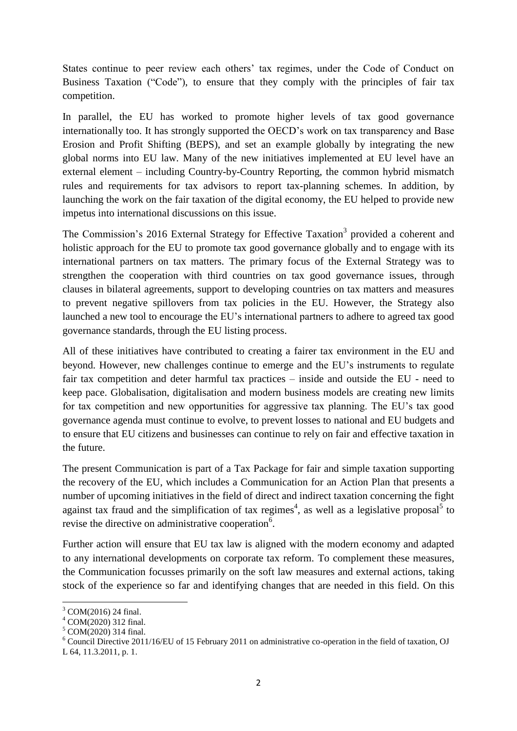States continue to peer review each others' tax regimes, under the Code of Conduct on Business Taxation ("Code"), to ensure that they comply with the principles of fair tax competition.

In parallel, the EU has worked to promote higher levels of tax good governance internationally too. It has strongly supported the OECD's work on tax transparency and Base Erosion and Profit Shifting (BEPS), and set an example globally by integrating the new global norms into EU law. Many of the new initiatives implemented at EU level have an external element – including Country-by-Country Reporting, the common hybrid mismatch rules and requirements for tax advisors to report tax-planning schemes. In addition, by launching the work on the fair taxation of the digital economy, the EU helped to provide new impetus into international discussions on this issue.

The Commission's 2016 External Strategy for Effective Taxation[3] provided a coherent and holistic approach for the EU to promote tax good governance globally and to engage with its international partners on tax matters. The primary focus of the External Strategy was to strengthen the cooperation with third countries on tax good governance issues, through clauses in bilateral agreements, support to developing countries on tax matters and measures to prevent negative spillovers from tax policies in the EU. However, the Strategy also launched a new tool to encourage the EU's international partners to adhere to agreed tax good governance standards, through the EU listing process.

All of these initiatives have contributed to creating a fairer tax environment in the EU and beyond. However, new challenges continue to emerge and the EU's instruments to regulate fair tax competition and deter harmful tax practices – inside and outside the EU - need to keep pace. Globalisation, digitalisation and modern business models are creating new limits for tax competition and new opportunities for aggressive tax planning. The EU's tax good governance agenda must continue to evolve, to prevent losses to national and EU budgets and to ensure that EU citizens and businesses can continue to rely on fair and effective taxation in the future.

The present Communication is part of a Tax Package for fair and simple taxation supporting the recovery of the EU, which includes a Communication for an Action Plan that presents a number of upcoming initiatives in the field of direct and indirect taxation concerning the fight against tax fraud and the simplification of tax regimes[4], as well as a legislative proposal[5] to revise the directive on administrative cooperation[6].

Further action will ensure that EU tax law is aligned with the modern economy and adapted to any international developments on corporate tax reform. To complement these measures, the Communication focusses primarily on the soft law measures and external actions, taking stock of the experience so far and identifying changes that are needed in this field. On this

---

[3] COM(2016) 24 final.

[4] COM(2020) 312 final.

[5] COM(2020) 314 final.

[6] Council Directive 2011/16/EU of 15 February 2011 on administrative co-operation in the field of taxation, OJ L 64, 11.3.2011, p. 1.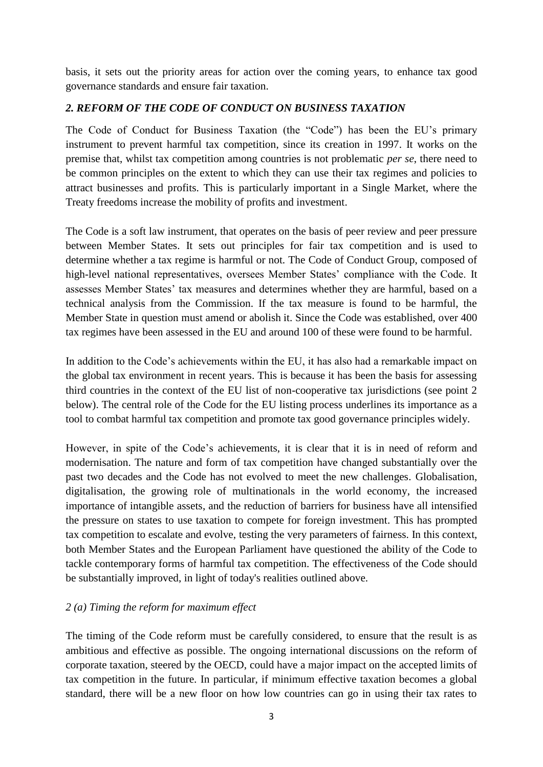basis, it sets out the priority areas for action over the coming years, to enhance tax good governance standards and ensure fair taxation.

## *2. REFORM OF THE CODE OF CONDUCT ON BUSINESS TAXATION*

The Code of Conduct for Business Taxation (the "Code") has been the EU's primary instrument to prevent harmful tax competition, since its creation in 1997. It works on the premise that, whilst tax competition among countries is not problematic *per se*, there need to be common principles on the extent to which they can use their tax regimes and policies to attract businesses and profits. This is particularly important in a Single Market, where the Treaty freedoms increase the mobility of profits and investment.

The Code is a soft law instrument, that operates on the basis of peer review and peer pressure between Member States. It sets out principles for fair tax competition and is used to determine whether a tax regime is harmful or not. The Code of Conduct Group, composed of high-level national representatives, oversees Member States' compliance with the Code. It assesses Member States' tax measures and determines whether they are harmful, based on a technical analysis from the Commission. If the tax measure is found to be harmful, the Member State in question must amend or abolish it. Since the Code was established, over 400 tax regimes have been assessed in the EU and around 100 of these were found to be harmful.

In addition to the Code's achievements within the EU, it has also had a remarkable impact on the global tax environment in recent years. This is because it has been the basis for assessing third countries in the context of the EU list of non-cooperative tax jurisdictions (see point 2 below). The central role of the Code for the EU listing process underlines its importance as a tool to combat harmful tax competition and promote tax good governance principles widely.

However, in spite of the Code's achievements, it is clear that it is in need of reform and modernisation. The nature and form of tax competition have changed substantially over the past two decades and the Code has not evolved to meet the new challenges. Globalisation, digitalisation, the growing role of multinationals in the world economy, the increased importance of intangible assets, and the reduction of barriers for business have all intensified the pressure on states to use taxation to compete for foreign investment. This has prompted tax competition to escalate and evolve, testing the very parameters of fairness. In this context, both Member States and the European Parliament have questioned the ability of the Code to tackle contemporary forms of harmful tax competition. The effectiveness of the Code should be substantially improved, in light of today's realities outlined above.

### *2 (a) Timing the reform for maximum effect*

The timing of the Code reform must be carefully considered, to ensure that the result is as ambitious and effective as possible. The ongoing international discussions on the reform of corporate taxation, steered by the OECD, could have a major impact on the accepted limits of tax competition in the future. In particular, if minimum effective taxation becomes a global standard, there will be a new floor on how low countries can go in using their tax rates to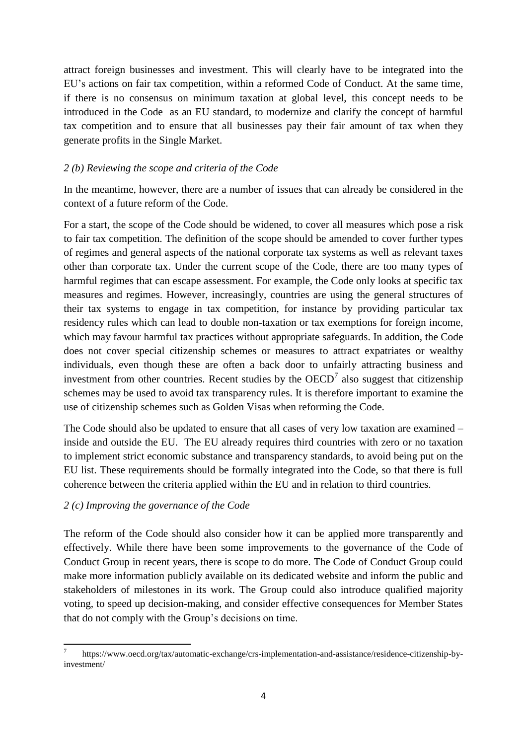attract foreign businesses and investment. This will clearly have to be integrated into the EU's actions on fair tax competition, within a reformed Code of Conduct. At the same time, if there is no consensus on minimum taxation at global level, this concept needs to be introduced in the Code as an EU standard, to modernize and clarify the concept of harmful tax competition and to ensure that all businesses pay their fair amount of tax when they generate profits in the Single Market.

*2 (b) Reviewing the scope and criteria of the Code*

In the meantime, however, there are a number of issues that can already be considered in the context of a future reform of the Code.

For a start, the scope of the Code should be widened, to cover all measures which pose a risk to fair tax competition. The definition of the scope should be amended to cover further types of regimes and general aspects of the national corporate tax systems as well as relevant taxes other than corporate tax. Under the current scope of the Code, there are too many types of harmful regimes that can escape assessment. For example, the Code only looks at specific tax measures and regimes. However, increasingly, countries are using the general structures of their tax systems to engage in tax competition, for instance by providing particular tax residency rules which can lead to double non-taxation or tax exemptions for foreign income, which may favour harmful tax practices without appropriate safeguards. In addition, the Code does not cover special citizenship schemes or measures to attract expatriates or wealthy individuals, even though these are often a back door to unfairly attracting business and investment from other countries. Recent studies by the OECD[7] also suggest that citizenship schemes may be used to avoid tax transparency rules. It is therefore important to examine the use of citizenship schemes such as Golden Visas when reforming the Code.

The Code should also be updated to ensure that all cases of very low taxation are examined – inside and outside the EU. The EU already requires third countries with zero or no taxation to implement strict economic substance and transparency standards, to avoid being put on the EU list. These requirements should be formally integrated into the Code, so that there is full coherence between the criteria applied within the EU and in relation to third countries.

*2 (c) Improving the governance of the Code*

The reform of the Code should also consider how it can be applied more transparently and effectively. While there have been some improvements to the governance of the Code of Conduct Group in recent years, there is scope to do more. The Code of Conduct Group could make more information publicly available on its dedicated website and inform the public and stakeholders of milestones in its work. The Group could also introduce qualified majority voting, to speed up decision-making, and consider effective consequences for Member States that do not comply with the Group's decisions on time.

---

[7] https://www.oecd.org/tax/automatic-exchange/crs-implementation-and-assistance/residence-citizenship-by-investment/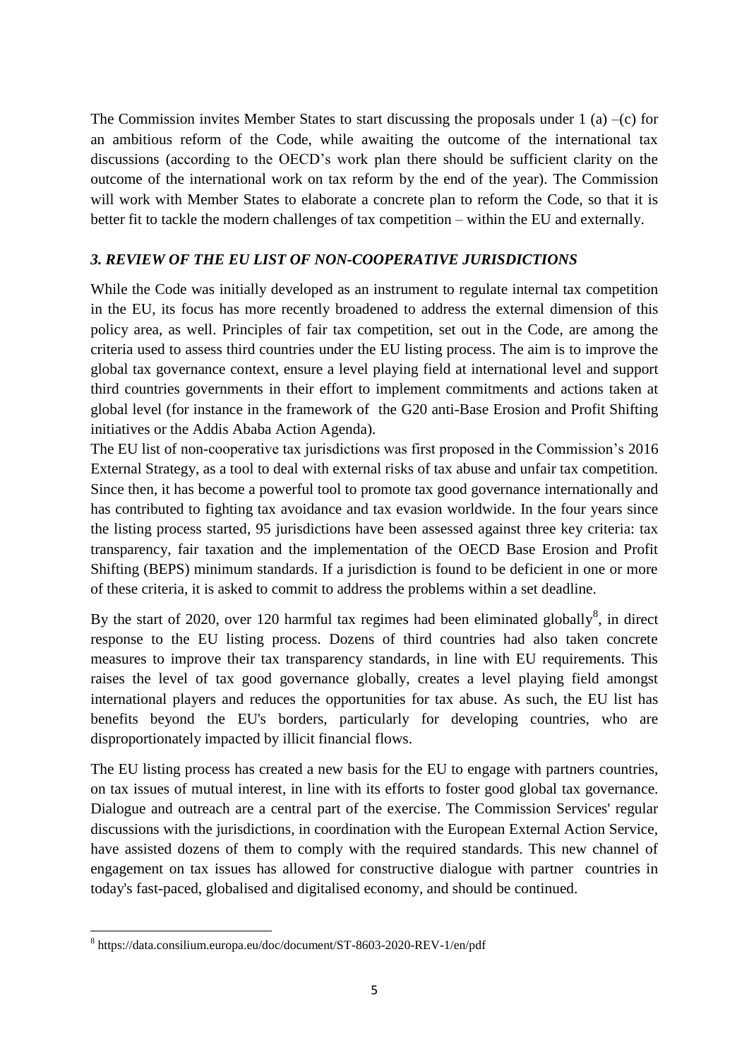The Commission invites Member States to start discussing the proposals under 1 (a) –(c) for an ambitious reform of the Code, while awaiting the outcome of the international tax discussions (according to the OECD's work plan there should be sufficient clarity on the outcome of the international work on tax reform by the end of the year). The Commission will work with Member States to elaborate a concrete plan to reform the Code, so that it is better fit to tackle the modern challenges of tax competition – within the EU and externally.

### *3. REVIEW OF THE EU LIST OF NON-COOPERATIVE JURISDICTIONS*

While the Code was initially developed as an instrument to regulate internal tax competition in the EU, its focus has more recently broadened to address the external dimension of this policy area, as well. Principles of fair tax competition, set out in the Code, are among the criteria used to assess third countries under the EU listing process. The aim is to improve the global tax governance context, ensure a level playing field at international level and support third countries governments in their effort to implement commitments and actions taken at global level (for instance in the framework of the G20 anti-Base Erosion and Profit Shifting initiatives or the Addis Ababa Action Agenda).

The EU list of non-cooperative tax jurisdictions was first proposed in the Commission's 2016 External Strategy, as a tool to deal with external risks of tax abuse and unfair tax competition. Since then, it has become a powerful tool to promote tax good governance internationally and has contributed to fighting tax avoidance and tax evasion worldwide. In the four years since the listing process started, 95 jurisdictions have been assessed against three key criteria: tax transparency, fair taxation and the implementation of the OECD Base Erosion and Profit Shifting (BEPS) minimum standards. If a jurisdiction is found to be deficient in one or more of these criteria, it is asked to commit to address the problems within a set deadline.

By the start of 2020, over 120 harmful tax regimes had been eliminated globally[8], in direct response to the EU listing process. Dozens of third countries had also taken concrete measures to improve their tax transparency standards, in line with EU requirements. This raises the level of tax good governance globally, creates a level playing field amongst international players and reduces the opportunities for tax abuse. As such, the EU list has benefits beyond the EU's borders, particularly for developing countries, who are disproportionately impacted by illicit financial flows.

The EU listing process has created a new basis for the EU to engage with partners countries, on tax issues of mutual interest, in line with its efforts to foster good global tax governance. Dialogue and outreach are a central part of the exercise. The Commission Services' regular discussions with the jurisdictions, in coordination with the European External Action Service, have assisted dozens of them to comply with the required standards. This new channel of engagement on tax issues has allowed for constructive dialogue with partner countries in today's fast-paced, globalised and digitalised economy, and should be continued.

[8] https://data.consilium.europa.eu/doc/document/ST-8603-2020-REV-1/en/pdf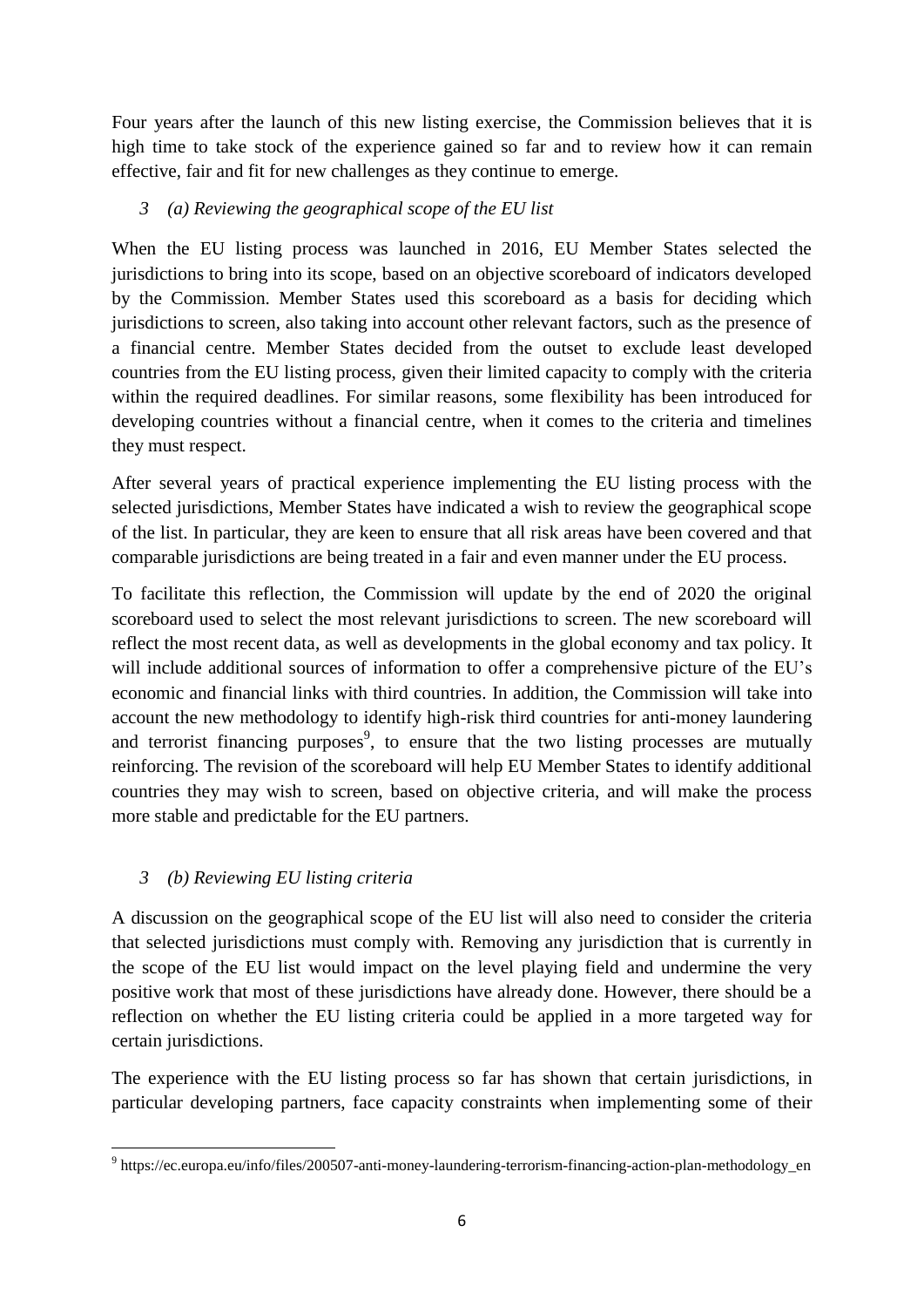Four years after the launch of this new listing exercise, the Commission believes that it is high time to take stock of the experience gained so far and to review how it can remain effective, fair and fit for new challenges as they continue to emerge.

### *3 (a) Reviewing the geographical scope of the EU list*

When the EU listing process was launched in 2016, EU Member States selected the jurisdictions to bring into its scope, based on an objective scoreboard of indicators developed by the Commission. Member States used this scoreboard as a basis for deciding which jurisdictions to screen, also taking into account other relevant factors, such as the presence of a financial centre. Member States decided from the outset to exclude least developed countries from the EU listing process, given their limited capacity to comply with the criteria within the required deadlines. For similar reasons, some flexibility has been introduced for developing countries without a financial centre, when it comes to the criteria and timelines they must respect.

After several years of practical experience implementing the EU listing process with the selected jurisdictions, Member States have indicated a wish to review the geographical scope of the list. In particular, they are keen to ensure that all risk areas have been covered and that comparable jurisdictions are being treated in a fair and even manner under the EU process.

To facilitate this reflection, the Commission will update by the end of 2020 the original scoreboard used to select the most relevant jurisdictions to screen. The new scoreboard will reflect the most recent data, as well as developments in the global economy and tax policy. It will include additional sources of information to offer a comprehensive picture of the EU's economic and financial links with third countries. In addition, the Commission will take into account the new methodology to identify high-risk third countries for anti-money laundering and terrorist financing purposes[9], to ensure that the two listing processes are mutually reinforcing. The revision of the scoreboard will help EU Member States to identify additional countries they may wish to screen, based on objective criteria, and will make the process more stable and predictable for the EU partners.

### *3 (b) Reviewing EU listing criteria*

A discussion on the geographical scope of the EU list will also need to consider the criteria that selected jurisdictions must comply with. Removing any jurisdiction that is currently in the scope of the EU list would impact on the level playing field and undermine the very positive work that most of these jurisdictions have already done. However, there should be a reflection on whether the EU listing criteria could be applied in a more targeted way for certain jurisdictions.

The experience with the EU listing process so far has shown that certain jurisdictions, in particular developing partners, face capacity constraints when implementing some of their

[9] https://ec.europa.eu/info/files/200507-anti-money-laundering-terrorism-financing-action-plan-methodology_en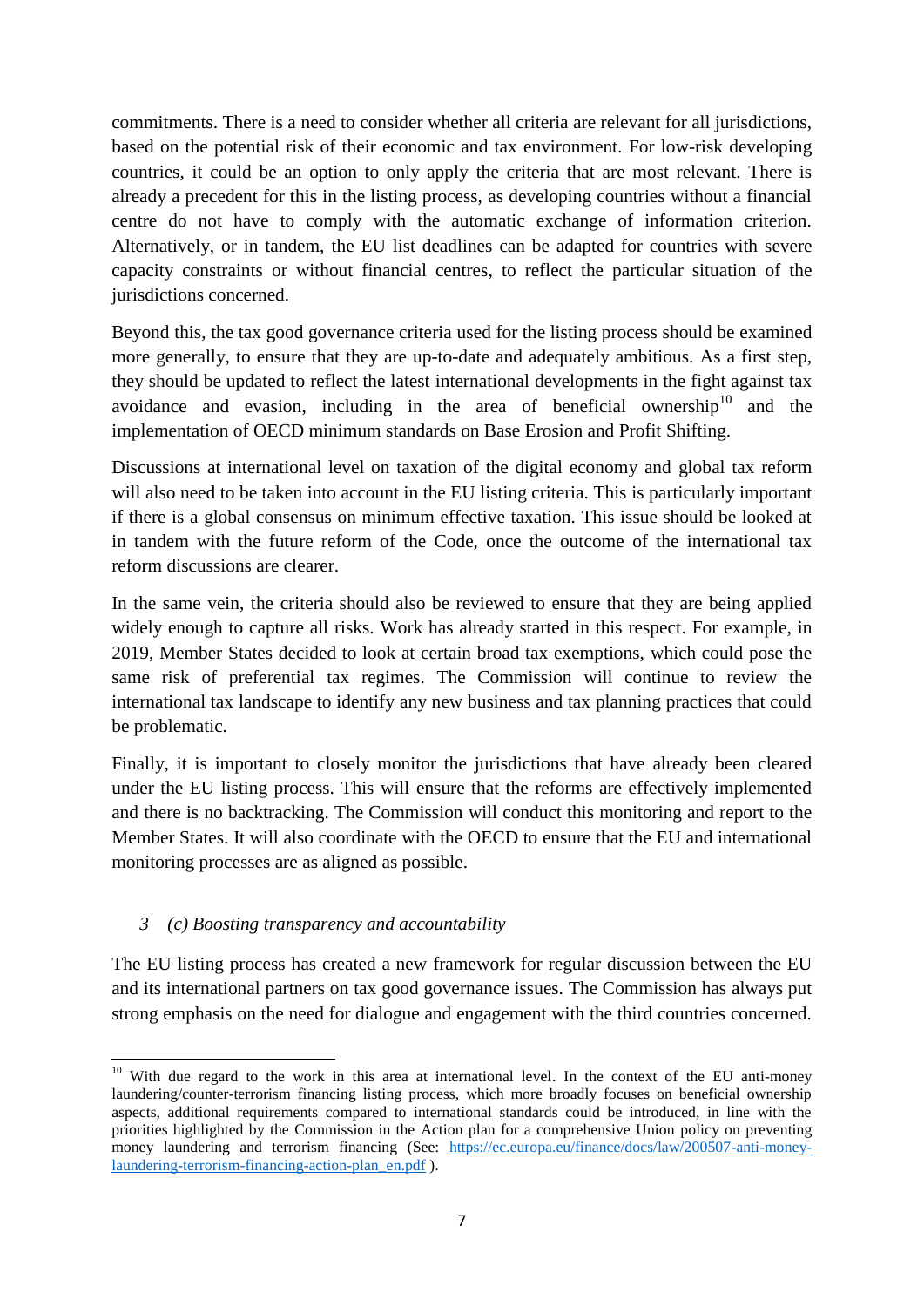commitments. There is a need to consider whether all criteria are relevant for all jurisdictions, based on the potential risk of their economic and tax environment. For low-risk developing countries, it could be an option to only apply the criteria that are most relevant. There is already a precedent for this in the listing process, as developing countries without a financial centre do not have to comply with the automatic exchange of information criterion. Alternatively, or in tandem, the EU list deadlines can be adapted for countries with severe capacity constraints or without financial centres, to reflect the particular situation of the jurisdictions concerned.

Beyond this, the tax good governance criteria used for the listing process should be examined more generally, to ensure that they are up-to-date and adequately ambitious. As a first step, they should be updated to reflect the latest international developments in the fight against tax avoidance and evasion, including in the area of beneficial ownership[10] and the implementation of OECD minimum standards on Base Erosion and Profit Shifting.

Discussions at international level on taxation of the digital economy and global tax reform will also need to be taken into account in the EU listing criteria. This is particularly important if there is a global consensus on minimum effective taxation. This issue should be looked at in tandem with the future reform of the Code, once the outcome of the international tax reform discussions are clearer.

In the same vein, the criteria should also be reviewed to ensure that they are being applied widely enough to capture all risks. Work has already started in this respect. For example, in 2019, Member States decided to look at certain broad tax exemptions, which could pose the same risk of preferential tax regimes. The Commission will continue to review the international tax landscape to identify any new business and tax planning practices that could be problematic.

Finally, it is important to closely monitor the jurisdictions that have already been cleared under the EU listing process. This will ensure that the reforms are effectively implemented and there is no backtracking. The Commission will conduct this monitoring and report to the Member States. It will also coordinate with the OECD to ensure that the EU and international monitoring processes are as aligned as possible.

### *3 (c) Boosting transparency and accountability*

The EU listing process has created a new framework for regular discussion between the EU and its international partners on tax good governance issues. The Commission has always put strong emphasis on the need for dialogue and engagement with the third countries concerned.

---

[10] With due regard to the work in this area at international level. In the context of the EU anti-money laundering/counter-terrorism financing listing process, which more broadly focuses on beneficial ownership aspects, additional requirements compared to international standards could be introduced, in line with the priorities highlighted by the Commission in the Action plan for a comprehensive Union policy on preventing money laundering and terrorism financing (See: https://ec.europa.eu/finance/docs/law/200507-anti-money-laundering-terrorism-financing-action-plan_en.pdf ).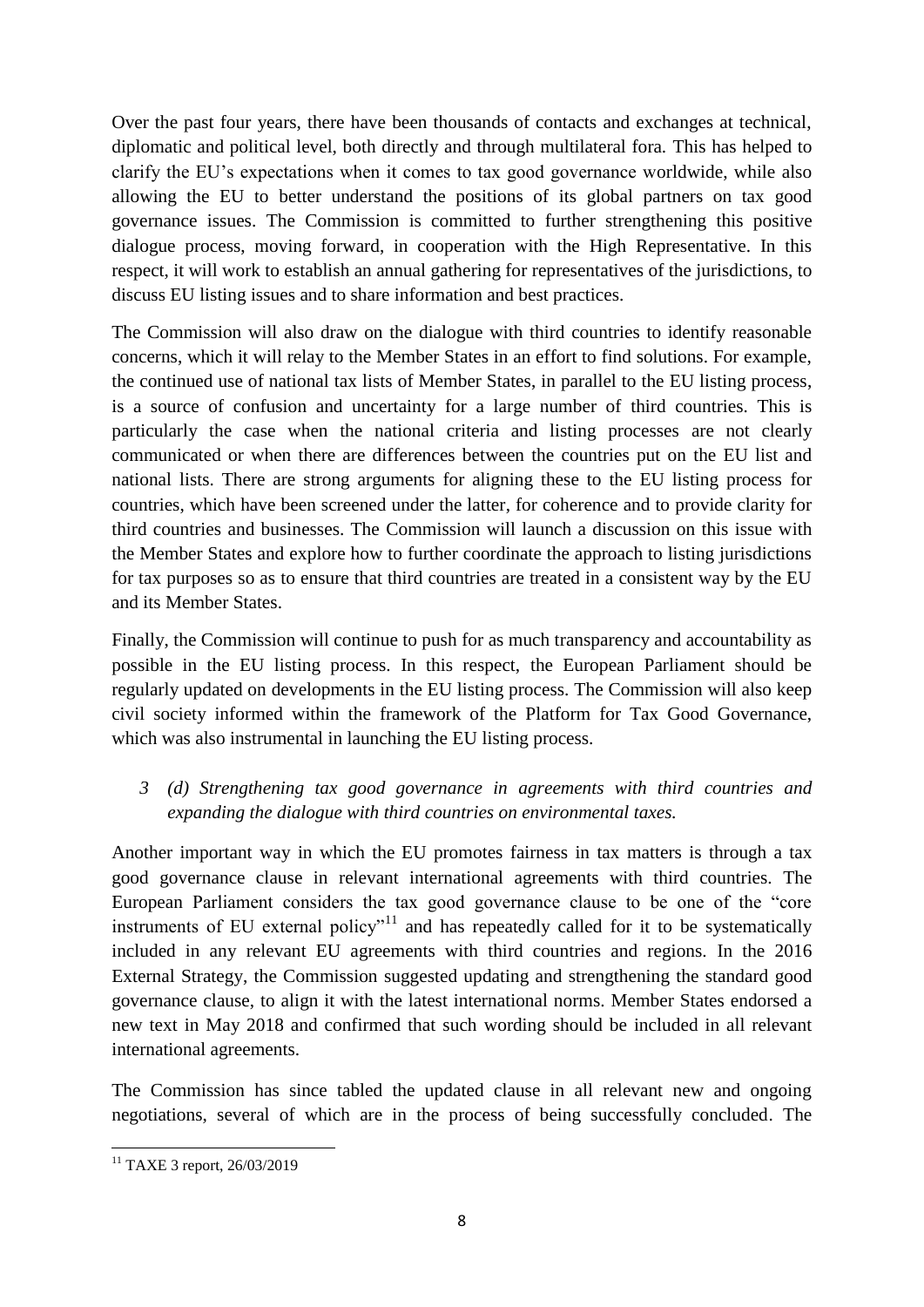Over the past four years, there have been thousands of contacts and exchanges at technical, diplomatic and political level, both directly and through multilateral fora. This has helped to clarify the EU's expectations when it comes to tax good governance worldwide, while also allowing the EU to better understand the positions of its global partners on tax good governance issues. The Commission is committed to further strengthening this positive dialogue process, moving forward, in cooperation with the High Representative. In this respect, it will work to establish an annual gathering for representatives of the jurisdictions, to discuss EU listing issues and to share information and best practices.

The Commission will also draw on the dialogue with third countries to identify reasonable concerns, which it will relay to the Member States in an effort to find solutions. For example, the continued use of national tax lists of Member States, in parallel to the EU listing process, is a source of confusion and uncertainty for a large number of third countries. This is particularly the case when the national criteria and listing processes are not clearly communicated or when there are differences between the countries put on the EU list and national lists. There are strong arguments for aligning these to the EU listing process for countries, which have been screened under the latter, for coherence and to provide clarity for third countries and businesses. The Commission will launch a discussion on this issue with the Member States and explore how to further coordinate the approach to listing jurisdictions for tax purposes so as to ensure that third countries are treated in a consistent way by the EU and its Member States.

Finally, the Commission will continue to push for as much transparency and accountability as possible in the EU listing process. In this respect, the European Parliament should be regularly updated on developments in the EU listing process. The Commission will also keep civil society informed within the framework of the Platform for Tax Good Governance, which was also instrumental in launching the EU listing process.

### *3 (d) Strengthening tax good governance in agreements with third countries and expanding the dialogue with third countries on environmental taxes.*

Another important way in which the EU promotes fairness in tax matters is through a tax good governance clause in relevant international agreements with third countries. The European Parliament considers the tax good governance clause to be one of the "core instruments of EU external policy"[11] and has repeatedly called for it to be systematically included in any relevant EU agreements with third countries and regions. In the 2016 External Strategy, the Commission suggested updating and strengthening the standard good governance clause, to align it with the latest international norms. Member States endorsed a new text in May 2018 and confirmed that such wording should be included in all relevant international agreements.

The Commission has since tabled the updated clause in all relevant new and ongoing negotiations, several of which are in the process of being successfully concluded. The

---

[11] TAXE 3 report, 26/03/2019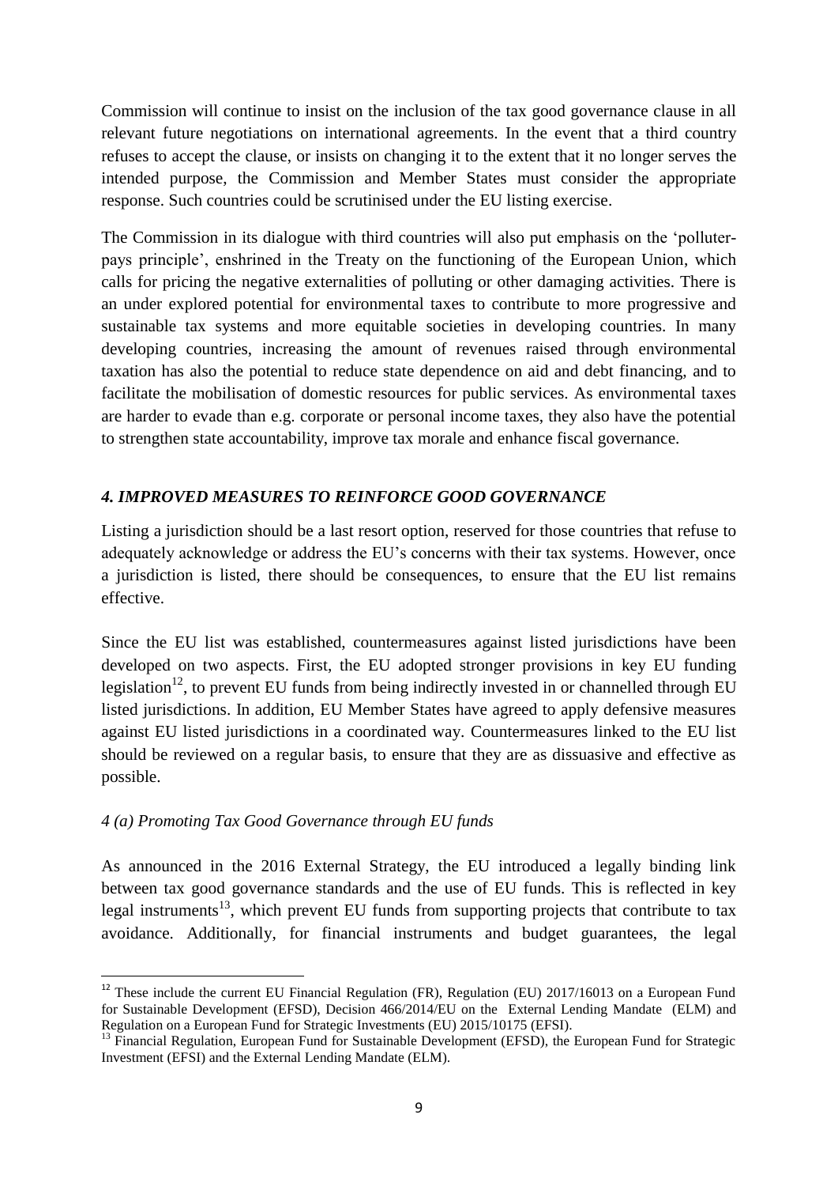Commission will continue to insist on the inclusion of the tax good governance clause in all relevant future negotiations on international agreements. In the event that a third country refuses to accept the clause, or insists on changing it to the extent that it no longer serves the intended purpose, the Commission and Member States must consider the appropriate response. Such countries could be scrutinised under the EU listing exercise.

The Commission in its dialogue with third countries will also put emphasis on the 'polluter-pays principle', enshrined in the Treaty on the functioning of the European Union, which calls for pricing the negative externalities of polluting or other damaging activities. There is an under explored potential for environmental taxes to contribute to more progressive and sustainable tax systems and more equitable societies in developing countries. In many developing countries, increasing the amount of revenues raised through environmental taxation has also the potential to reduce state dependence on aid and debt financing, and to facilitate the mobilisation of domestic resources for public services. As environmental taxes are harder to evade than e.g. corporate or personal income taxes, they also have the potential to strengthen state accountability, improve tax morale and enhance fiscal governance.

### *4. IMPROVED MEASURES TO REINFORCE GOOD GOVERNANCE*

Listing a jurisdiction should be a last resort option, reserved for those countries that refuse to adequately acknowledge or address the EU's concerns with their tax systems. However, once a jurisdiction is listed, there should be consequences, to ensure that the EU list remains effective.

Since the EU list was established, countermeasures against listed jurisdictions have been developed on two aspects. First, the EU adopted stronger provisions in key EU funding legislation[12], to prevent EU funds from being indirectly invested in or channelled through EU listed jurisdictions. In addition, EU Member States have agreed to apply defensive measures against EU listed jurisdictions in a coordinated way. Countermeasures linked to the EU list should be reviewed on a regular basis, to ensure that they are as dissuasive and effective as possible.

#### *4 (a) Promoting Tax Good Governance through EU funds*

As announced in the 2016 External Strategy, the EU introduced a legally binding link between tax good governance standards and the use of EU funds. This is reflected in key legal instruments[13], which prevent EU funds from supporting projects that contribute to tax avoidance. Additionally, for financial instruments and budget guarantees, the legal

---

[12] These include the current EU Financial Regulation (FR), Regulation (EU) 2017/16013 on a European Fund for Sustainable Development (EFSD), Decision 466/2014/EU on the External Lending Mandate (ELM) and Regulation on a European Fund for Strategic Investments (EU) 2015/10175 (EFSI).

[13] Financial Regulation, European Fund for Sustainable Development (EFSD), the European Fund for Strategic Investment (EFSI) and the External Lending Mandate (ELM).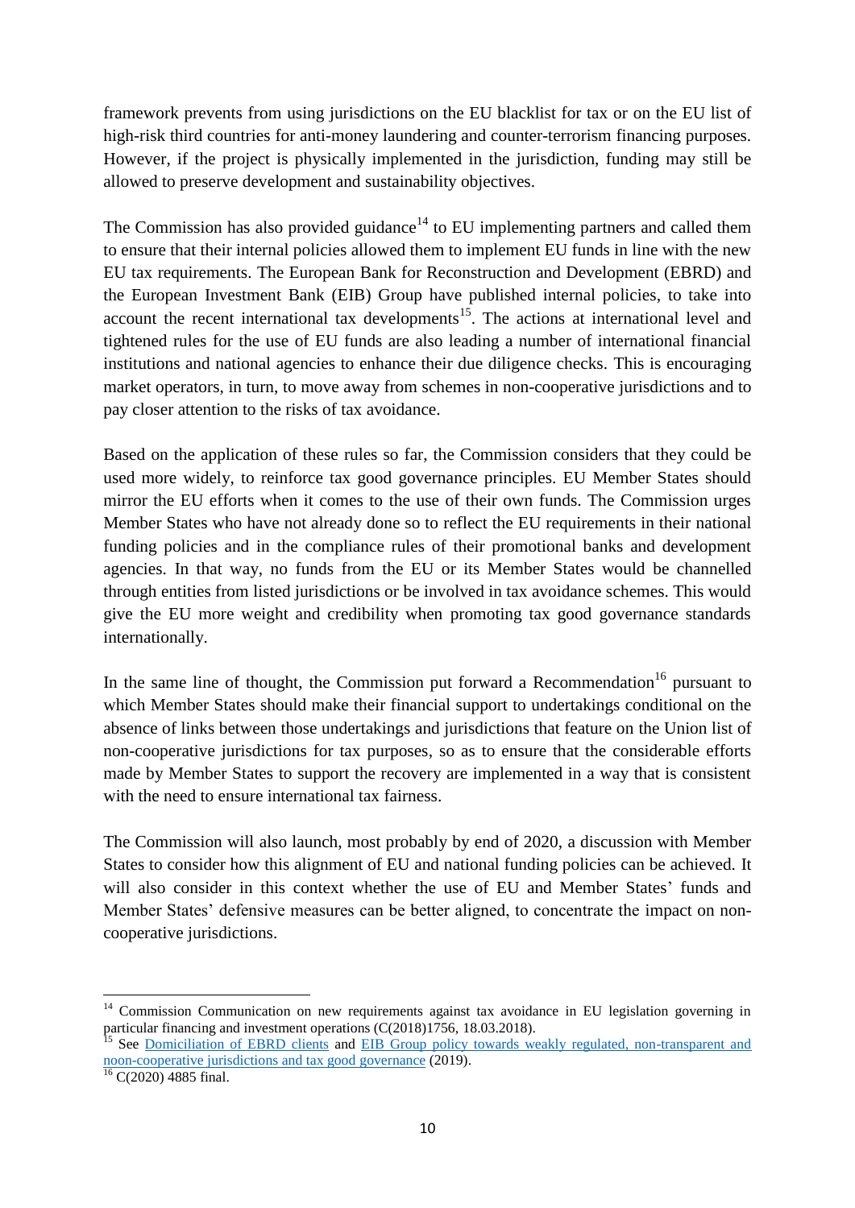framework prevents from using jurisdictions on the EU blacklist for tax or on the EU list of high-risk third countries for anti-money laundering and counter-terrorism financing purposes. However, if the project is physically implemented in the jurisdiction, funding may still be allowed to preserve development and sustainability objectives.

The Commission has also provided guidance[14] to EU implementing partners and called them to ensure that their internal policies allowed them to implement EU funds in line with the new EU tax requirements. The European Bank for Reconstruction and Development (EBRD) and the European Investment Bank (EIB) Group have published internal policies, to take into account the recent international tax developments[15]. The actions at international level and tightened rules for the use of EU funds are also leading a number of international financial institutions and national agencies to enhance their due diligence checks. This is encouraging market operators, in turn, to move away from schemes in non-cooperative jurisdictions and to pay closer attention to the risks of tax avoidance.

Based on the application of these rules so far, the Commission considers that they could be used more widely, to reinforce tax good governance principles. EU Member States should mirror the EU efforts when it comes to the use of their own funds. The Commission urges Member States who have not already done so to reflect the EU requirements in their national funding policies and in the compliance rules of their promotional banks and development agencies. In that way, no funds from the EU or its Member States would be channelled through entities from listed jurisdictions or be involved in tax avoidance schemes. This would give the EU more weight and credibility when promoting tax good governance standards internationally.

In the same line of thought, the Commission put forward a Recommendation[16] pursuant to which Member States should make their financial support to undertakings conditional on the absence of links between those undertakings and jurisdictions that feature on the Union list of non-cooperative jurisdictions for tax purposes, so as to ensure that the considerable efforts made by Member States to support the recovery are implemented in a way that is consistent with the need to ensure international tax fairness.

The Commission will also launch, most probably by end of 2020, a discussion with Member States to consider how this alignment of EU and national funding policies can be achieved. It will also consider in this context whether the use of EU and Member States' funds and Member States' defensive measures can be better aligned, to concentrate the impact on non-cooperative jurisdictions.

---

[14] Commission Communication on new requirements against tax avoidance in EU legislation governing in particular financing and investment operations (C(2018)1756, 18.03.2018).

[15] See Domiciliation of EBRD clients and EIB Group policy towards weakly regulated, non-transparent and noon-cooperative jurisdictions and tax good governance (2019).

[16] C(2020) 4885 final.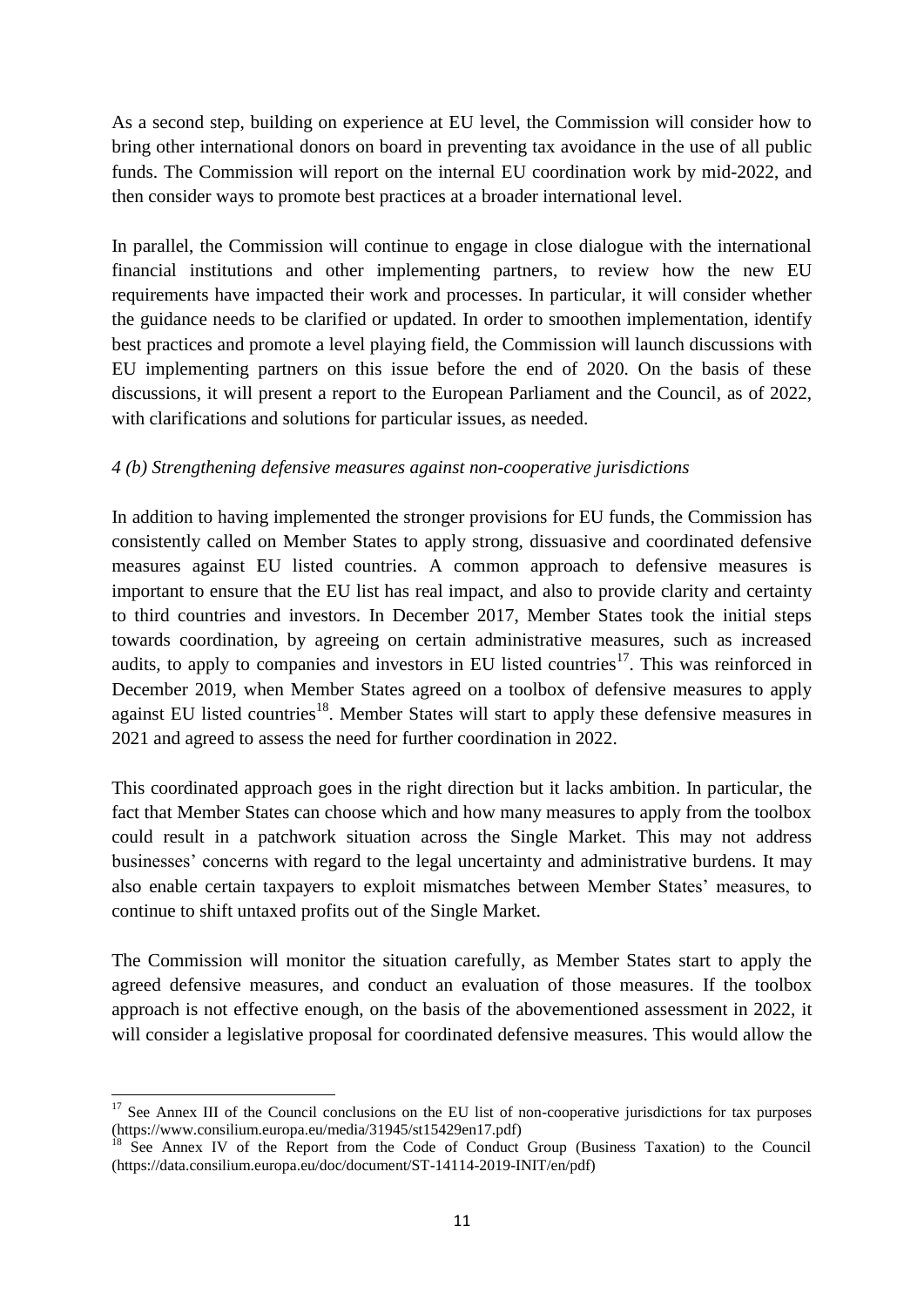As a second step, building on experience at EU level, the Commission will consider how to bring other international donors on board in preventing tax avoidance in the use of all public funds. The Commission will report on the internal EU coordination work by mid-2022, and then consider ways to promote best practices at a broader international level.

In parallel, the Commission will continue to engage in close dialogue with the international financial institutions and other implementing partners, to review how the new EU requirements have impacted their work and processes. In particular, it will consider whether the guidance needs to be clarified or updated. In order to smoothen implementation, identify best practices and promote a level playing field, the Commission will launch discussions with EU implementing partners on this issue before the end of 2020. On the basis of these discussions, it will present a report to the European Parliament and the Council, as of 2022, with clarifications and solutions for particular issues, as needed.

*4 (b) Strengthening defensive measures against non-cooperative jurisdictions*

In addition to having implemented the stronger provisions for EU funds, the Commission has consistently called on Member States to apply strong, dissuasive and coordinated defensive measures against EU listed countries. A common approach to defensive measures is important to ensure that the EU list has real impact, and also to provide clarity and certainty to third countries and investors. In December 2017, Member States took the initial steps towards coordination, by agreeing on certain administrative measures, such as increased audits, to apply to companies and investors in EU listed countries[17]. This was reinforced in December 2019, when Member States agreed on a toolbox of defensive measures to apply against EU listed countries[18]. Member States will start to apply these defensive measures in 2021 and agreed to assess the need for further coordination in 2022.

This coordinated approach goes in the right direction but it lacks ambition. In particular, the fact that Member States can choose which and how many measures to apply from the toolbox could result in a patchwork situation across the Single Market. This may not address businesses' concerns with regard to the legal uncertainty and administrative burdens. It may also enable certain taxpayers to exploit mismatches between Member States' measures, to continue to shift untaxed profits out of the Single Market.

The Commission will monitor the situation carefully, as Member States start to apply the agreed defensive measures, and conduct an evaluation of those measures. If the toolbox approach is not effective enough, on the basis of the abovementioned assessment in 2022, it will consider a legislative proposal for coordinated defensive measures. This would allow the

---

[17] See Annex III of the Council conclusions on the EU list of non-cooperative jurisdictions for tax purposes (https://www.consilium.europa.eu/media/31945/st15429en17.pdf)

[18] See Annex IV of the Report from the Code of Conduct Group (Business Taxation) to the Council (https://data.consilium.europa.eu/doc/document/ST-14114-2019-INIT/en/pdf)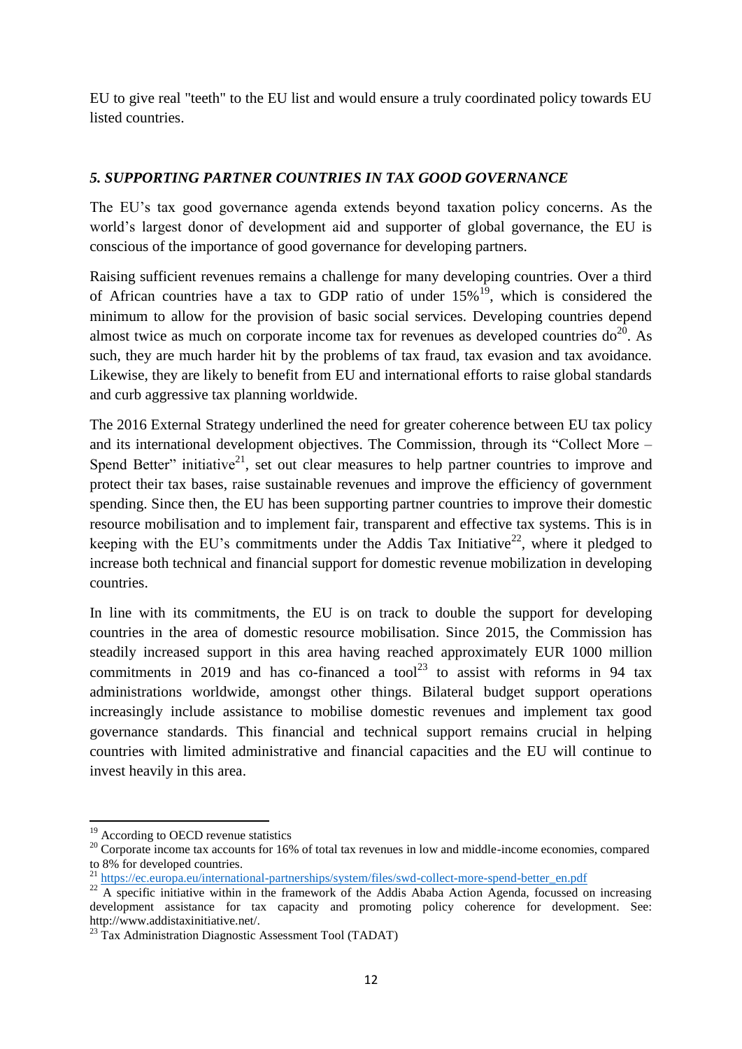EU to give real "teeth" to the EU list and would ensure a truly coordinated policy towards EU listed countries.

### *5. SUPPORTING PARTNER COUNTRIES IN TAX GOOD GOVERNANCE*

The EU's tax good governance agenda extends beyond taxation policy concerns. As the world's largest donor of development aid and supporter of global governance, the EU is conscious of the importance of good governance for developing partners.

Raising sufficient revenues remains a challenge for many developing countries. Over a third of African countries have a tax to GDP ratio of under 15%[19], which is considered the minimum to allow for the provision of basic social services. Developing countries depend almost twice as much on corporate income tax for revenues as developed countries do[20]. As such, they are much harder hit by the problems of tax fraud, tax evasion and tax avoidance. Likewise, they are likely to benefit from EU and international efforts to raise global standards and curb aggressive tax planning worldwide.

The 2016 External Strategy underlined the need for greater coherence between EU tax policy and its international development objectives. The Commission, through its "Collect More – Spend Better" initiative[21], set out clear measures to help partner countries to improve and protect their tax bases, raise sustainable revenues and improve the efficiency of government spending. Since then, the EU has been supporting partner countries to improve their domestic resource mobilisation and to implement fair, transparent and effective tax systems. This is in keeping with the EU's commitments under the Addis Tax Initiative[22], where it pledged to increase both technical and financial support for domestic revenue mobilization in developing countries.

In line with its commitments, the EU is on track to double the support for developing countries in the area of domestic resource mobilisation. Since 2015, the Commission has steadily increased support in this area having reached approximately EUR 1000 million commitments in 2019 and has co-financed a tool[23] to assist with reforms in 94 tax administrations worldwide, amongst other things. Bilateral budget support operations increasingly include assistance to mobilise domestic revenues and implement tax good governance standards. This financial and technical support remains crucial in helping countries with limited administrative and financial capacities and the EU will continue to invest heavily in this area.

---

[19] According to OECD revenue statistics

[20] Corporate income tax accounts for 16% of total tax revenues in low and middle-income economies, compared to 8% for developed countries.

[21] https://ec.europa.eu/international-partnerships/system/files/swd-collect-more-spend-better_en.pdf

[22] A specific initiative within in the framework of the Addis Ababa Action Agenda, focussed on increasing development assistance for tax capacity and promoting policy coherence for development. See: http://www.addistaxinitiative.net/.

[23] Tax Administration Diagnostic Assessment Tool (TADAT)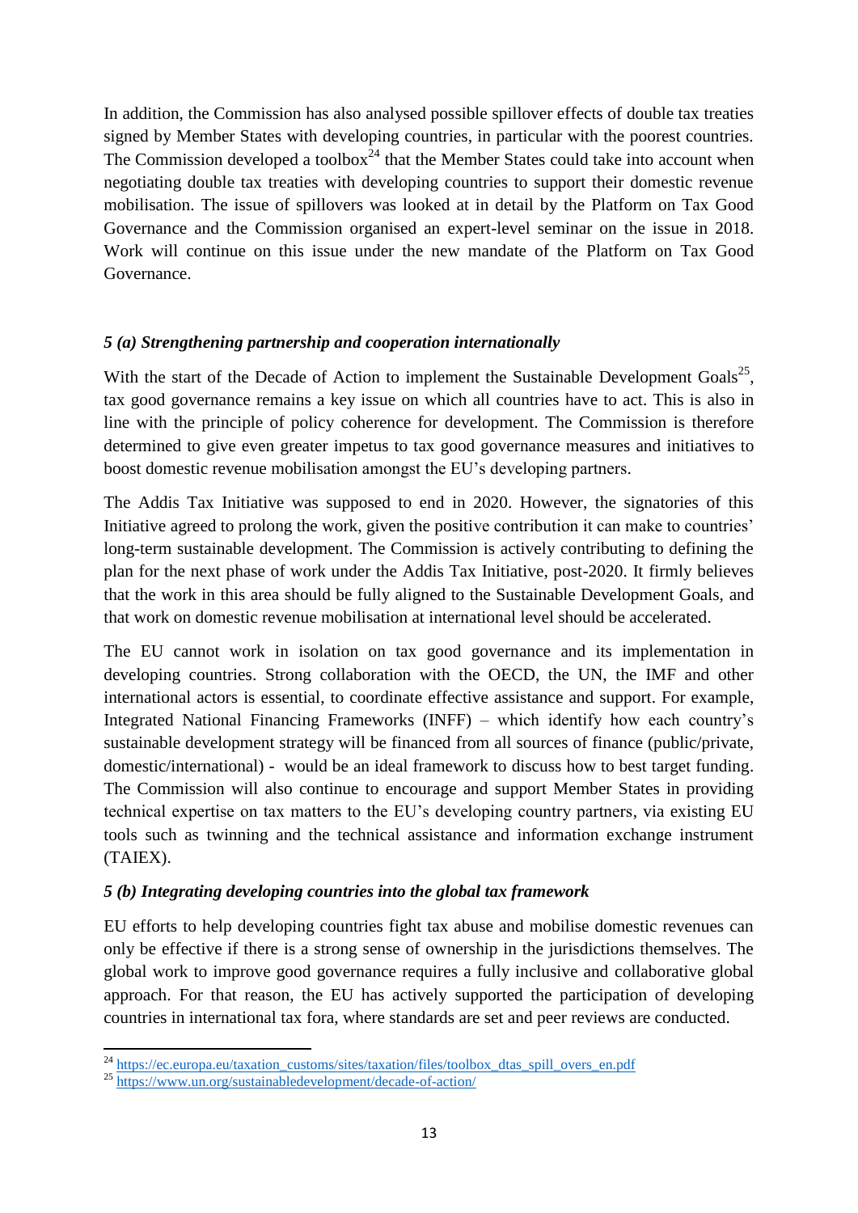In addition, the Commission has also analysed possible spillover effects of double tax treaties signed by Member States with developing countries, in particular with the poorest countries. The Commission developed a toolbox[24] that the Member States could take into account when negotiating double tax treaties with developing countries to support their domestic revenue mobilisation. The issue of spillovers was looked at in detail by the Platform on Tax Good Governance and the Commission organised an expert-level seminar on the issue in 2018. Work will continue on this issue under the new mandate of the Platform on Tax Good Governance.

### *5 (a) Strengthening partnership and cooperation internationally*

With the start of the Decade of Action to implement the Sustainable Development Goals[25], tax good governance remains a key issue on which all countries have to act. This is also in line with the principle of policy coherence for development. The Commission is therefore determined to give even greater impetus to tax good governance measures and initiatives to boost domestic revenue mobilisation amongst the EU's developing partners.

The Addis Tax Initiative was supposed to end in 2020. However, the signatories of this Initiative agreed to prolong the work, given the positive contribution it can make to countries' long-term sustainable development. The Commission is actively contributing to defining the plan for the next phase of work under the Addis Tax Initiative, post-2020. It firmly believes that the work in this area should be fully aligned to the Sustainable Development Goals, and that work on domestic revenue mobilisation at international level should be accelerated.

The EU cannot work in isolation on tax good governance and its implementation in developing countries. Strong collaboration with the OECD, the UN, the IMF and other international actors is essential, to coordinate effective assistance and support. For example, Integrated National Financing Frameworks (INFF) – which identify how each country's sustainable development strategy will be financed from all sources of finance (public/private, domestic/international) - would be an ideal framework to discuss how to best target funding. The Commission will also continue to encourage and support Member States in providing technical expertise on tax matters to the EU's developing country partners, via existing EU tools such as twinning and the technical assistance and information exchange instrument (TAIEX).

### *5 (b) Integrating developing countries into the global tax framework*

EU efforts to help developing countries fight tax abuse and mobilise domestic revenues can only be effective if there is a strong sense of ownership in the jurisdictions themselves. The global work to improve good governance requires a fully inclusive and collaborative global approach. For that reason, the EU has actively supported the participation of developing countries in international tax fora, where standards are set and peer reviews are conducted.

---

[24] https://ec.europa.eu/taxation_customs/sites/taxation/files/toolbox_dtas_spill_overs_en.pdf

[25] https://www.un.org/sustainabledevelopment/decade-of-action/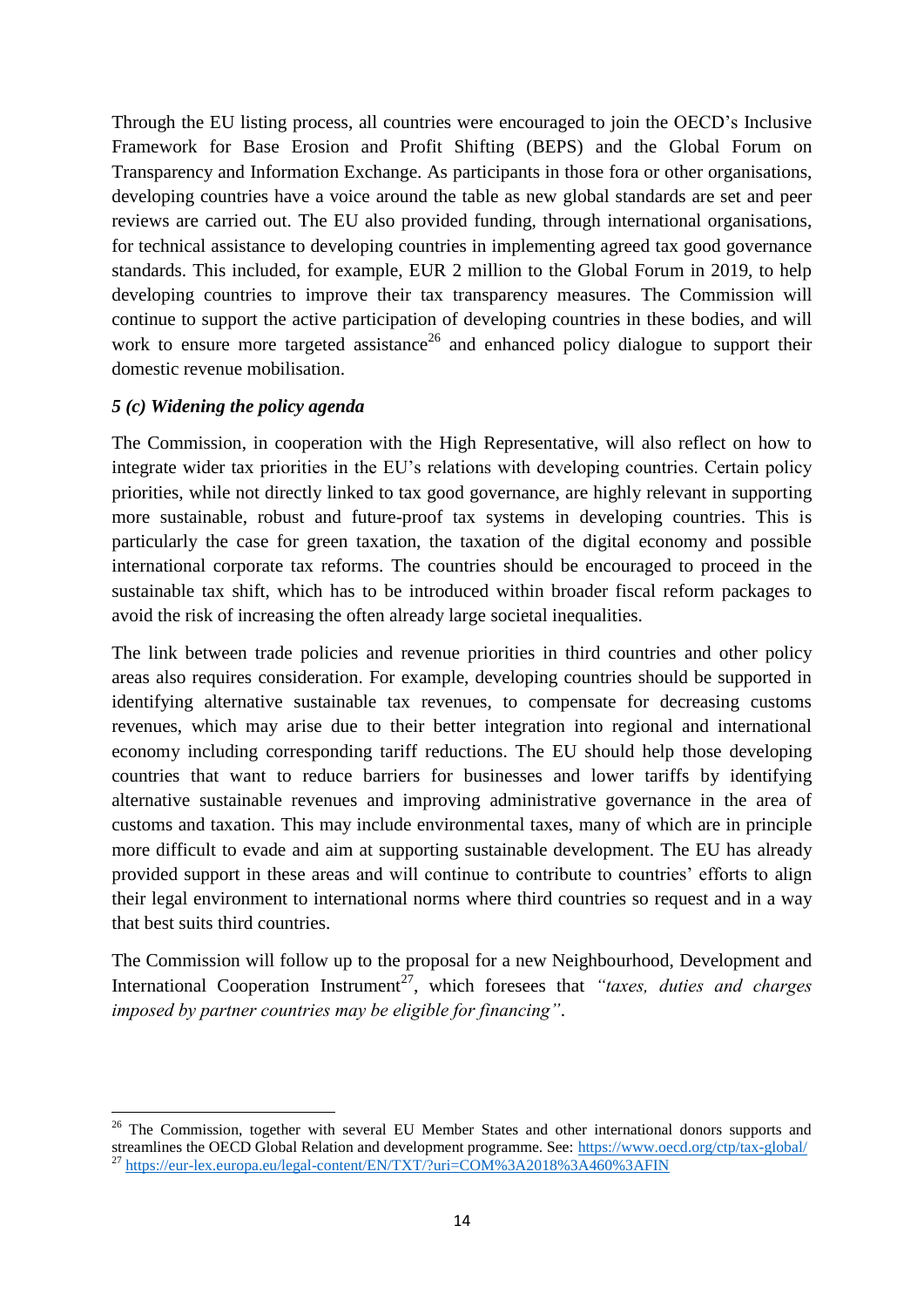Through the EU listing process, all countries were encouraged to join the OECD's Inclusive Framework for Base Erosion and Profit Shifting (BEPS) and the Global Forum on Transparency and Information Exchange. As participants in those fora or other organisations, developing countries have a voice around the table as new global standards are set and peer reviews are carried out. The EU also provided funding, through international organisations, for technical assistance to developing countries in implementing agreed tax good governance standards. This included, for example, EUR 2 million to the Global Forum in 2019, to help developing countries to improve their tax transparency measures. The Commission will continue to support the active participation of developing countries in these bodies, and will work to ensure more targeted assistance[26] and enhanced policy dialogue to support their domestic revenue mobilisation.

### *5 (c) Widening the policy agenda*

The Commission, in cooperation with the High Representative, will also reflect on how to integrate wider tax priorities in the EU's relations with developing countries. Certain policy priorities, while not directly linked to tax good governance, are highly relevant in supporting more sustainable, robust and future-proof tax systems in developing countries. This is particularly the case for green taxation, the taxation of the digital economy and possible international corporate tax reforms. The countries should be encouraged to proceed in the sustainable tax shift, which has to be introduced within broader fiscal reform packages to avoid the risk of increasing the often already large societal inequalities.

The link between trade policies and revenue priorities in third countries and other policy areas also requires consideration. For example, developing countries should be supported in identifying alternative sustainable tax revenues, to compensate for decreasing customs revenues, which may arise due to their better integration into regional and international economy including corresponding tariff reductions. The EU should help those developing countries that want to reduce barriers for businesses and lower tariffs by identifying alternative sustainable revenues and improving administrative governance in the area of customs and taxation. This may include environmental taxes, many of which are in principle more difficult to evade and aim at supporting sustainable development. The EU has already provided support in these areas and will continue to contribute to countries' efforts to align their legal environment to international norms where third countries so request and in a way that best suits third countries.

The Commission will follow up to the proposal for a new Neighbourhood, Development and International Cooperation Instrument[27], which foresees that *"taxes, duties and charges imposed by partner countries may be eligible for financing"*.

---

[26] The Commission, together with several EU Member States and other international donors supports and streamlines the OECD Global Relation and development programme. See: https://www.oecd.org/ctp/tax-global/

[27] https://eur-lex.europa.eu/legal-content/EN/TXT/?uri=COM%3A2018%3A460%3AFIN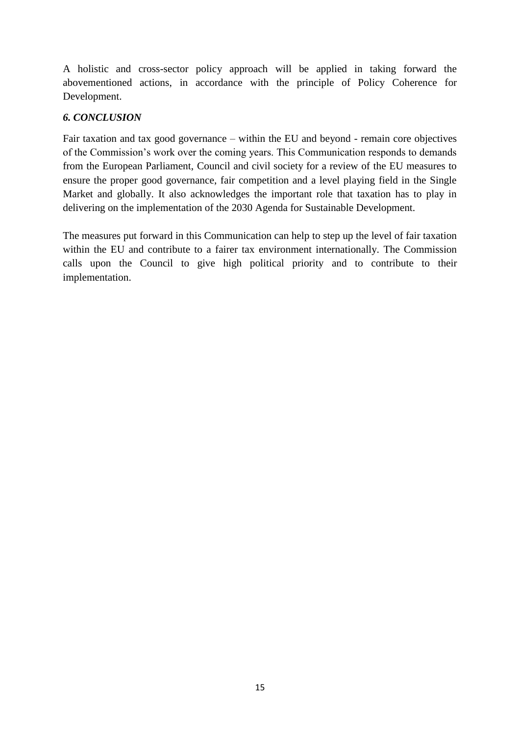A holistic and cross-sector policy approach will be applied in taking forward the abovementioned actions, in accordance with the principle of Policy Coherence for Development.

## *6. CONCLUSION*

Fair taxation and tax good governance – within the EU and beyond - remain core objectives of the Commission's work over the coming years. This Communication responds to demands from the European Parliament, Council and civil society for a review of the EU measures to ensure the proper good governance, fair competition and a level playing field in the Single Market and globally. It also acknowledges the important role that taxation has to play in delivering on the implementation of the 2030 Agenda for Sustainable Development.

The measures put forward in this Communication can help to step up the level of fair taxation within the EU and contribute to a fairer tax environment internationally. The Commission calls upon the Council to give high political priority and to contribute to their implementation.